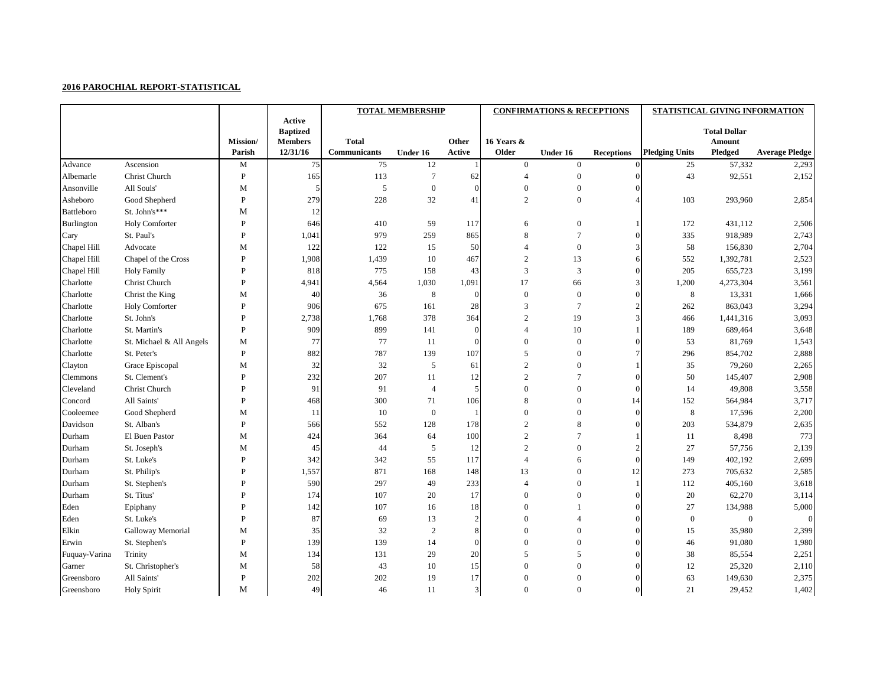**2016 PAROCHIAL REPORT-STATISTICAL**

| | | Mission/ Parish | Active Baptized Members 12/31/16 | TOTAL MEMBERSHIP | | | CONFIRMATIONS & RECEPTIONS | | | STATISTICAL GIVING INFORMATION | | |
|---|---|---|---|---|---|---|---|---|---|---|---|---|
| | | | | Total Communicants | Under 16 | Other Active | 16 Years & Older | Under 16 | Receptions | Pledging Units | Total Dollar Amount Pledged | Average Pledge |
| Advance | Ascension | M | 75 | 75 | 12 | 1 | 0 | 0 | 0 | 25 | 57,332 | 2,293 |
| Albemarle | Christ Church | P | 165 | 113 | 7 | 62 | 4 | 0 | 0 | 43 | 92,551 | 2,152 |
| Ansonville | All Souls' | M | 5 | 5 | 0 | 0 | 0 | 0 | 0 | | | |
| Asheboro | Good Shepherd | P | 279 | 228 | 32 | 41 | 2 | 0 | 4 | 103 | 293,960 | 2,854 |
| Battleboro | St. John's*** | M | 12 | | | | | | | | | |
| Burlington | Holy Comforter | P | 646 | 410 | 59 | 117 | 6 | 0 | 1 | 172 | 431,112 | 2,506 |
| Cary | St. Paul's | P | 1,041 | 979 | 259 | 865 | 8 | 7 | 0 | 335 | 918,989 | 2,743 |
| Chapel Hill | Advocate | M | 122 | 122 | 15 | 50 | 4 | 0 | 3 | 58 | 156,830 | 2,704 |
| Chapel Hill | Chapel of the Cross | P | 1,908 | 1,439 | 10 | 467 | 2 | 13 | 6 | 552 | 1,392,781 | 2,523 |
| Chapel Hill | Holy Family | P | 818 | 775 | 158 | 43 | 3 | 3 | 0 | 205 | 655,723 | 3,199 |
| Charlotte | Christ Church | P | 4,941 | 4,564 | 1,030 | 1,091 | 17 | 66 | 3 | 1,200 | 4,273,304 | 3,561 |
| Charlotte | Christ the King | M | 40 | 36 | 8 | 0 | 0 | 0 | 0 | 8 | 13,331 | 1,666 |
| Charlotte | Holy Comforter | P | 906 | 675 | 161 | 28 | 3 | 7 | 2 | 262 | 863,043 | 3,294 |
| Charlotte | St. John's | P | 2,738 | 1,768 | 378 | 364 | 2 | 19 | 3 | 466 | 1,441,316 | 3,093 |
| Charlotte | St. Martin's | P | 909 | 899 | 141 | 0 | 4 | 10 | 1 | 189 | 689,464 | 3,648 |
| Charlotte | St. Michael & All Angels | M | 77 | 77 | 11 | 0 | 0 | 0 | 0 | 53 | 81,769 | 1,543 |
| Charlotte | St. Peter's | P | 882 | 787 | 139 | 107 | 5 | 0 | 7 | 296 | 854,702 | 2,888 |
| Clayton | Grace Episcopal | M | 32 | 32 | 5 | 61 | 2 | 0 | 1 | 35 | 79,260 | 2,265 |
| Clemmons | St. Clement's | P | 232 | 207 | 11 | 12 | 2 | 7 | 0 | 50 | 145,407 | 2,908 |
| Cleveland | Christ Church | P | 91 | 91 | 4 | 5 | 0 | 0 | 0 | 14 | 49,808 | 3,558 |
| Concord | All Saints' | P | 468 | 300 | 71 | 106 | 8 | 0 | 14 | 152 | 564,984 | 3,717 |
| Cooleemee | Good Shepherd | M | 11 | 10 | 0 | 1 | 0 | 0 | 0 | 8 | 17,596 | 2,200 |
| Davidson | St. Alban's | P | 566 | 552 | 128 | 178 | 2 | 8 | 0 | 203 | 534,879 | 2,635 |
| Durham | El Buen Pastor | M | 424 | 364 | 64 | 100 | 2 | 7 | 1 | 11 | 8,498 | 773 |
| Durham | St. Joseph's | M | 45 | 44 | 5 | 12 | 2 | 0 | 2 | 27 | 57,756 | 2,139 |
| Durham | St. Luke's | P | 342 | 342 | 55 | 117 | 4 | 6 | 0 | 149 | 402,192 | 2,699 |
| Durham | St. Philip's | P | 1,557 | 871 | 168 | 148 | 13 | 0 | 12 | 273 | 705,632 | 2,585 |
| Durham | St. Stephen's | P | 590 | 297 | 49 | 233 | 4 | 0 | 1 | 112 | 405,160 | 3,618 |
| Durham | St. Titus' | P | 174 | 107 | 20 | 17 | 0 | 0 | 0 | 20 | 62,270 | 3,114 |
| Eden | Epiphany | P | 142 | 107 | 16 | 18 | 0 | 1 | 0 | 27 | 134,988 | 5,000 |
| Eden | St. Luke's | P | 87 | 69 | 13 | 2 | 0 | 4 | 0 | 0 | 0 | 0 |
| Elkin | Galloway Memorial | M | 35 | 32 | 2 | 8 | 0 | 0 | 0 | 15 | 35,980 | 2,399 |
| Erwin | St. Stephen's | P | 139 | 139 | 14 | 0 | 0 | 0 | 0 | 46 | 91,080 | 1,980 |
| Fuquay-Varina | Trinity | M | 134 | 131 | 29 | 20 | 5 | 5 | 0 | 38 | 85,554 | 2,251 |
| Garner | St. Christopher's | M | 58 | 43 | 10 | 15 | 0 | 0 | 0 | 12 | 25,320 | 2,110 |
| Greensboro | All Saints' | P | 202 | 202 | 19 | 17 | 0 | 0 | 0 | 63 | 149,630 | 2,375 |
| Greensboro | Holy Spirit | M | 49 | 46 | 11 | 3 | 0 | 0 | 0 | 21 | 29,452 | 1,402 |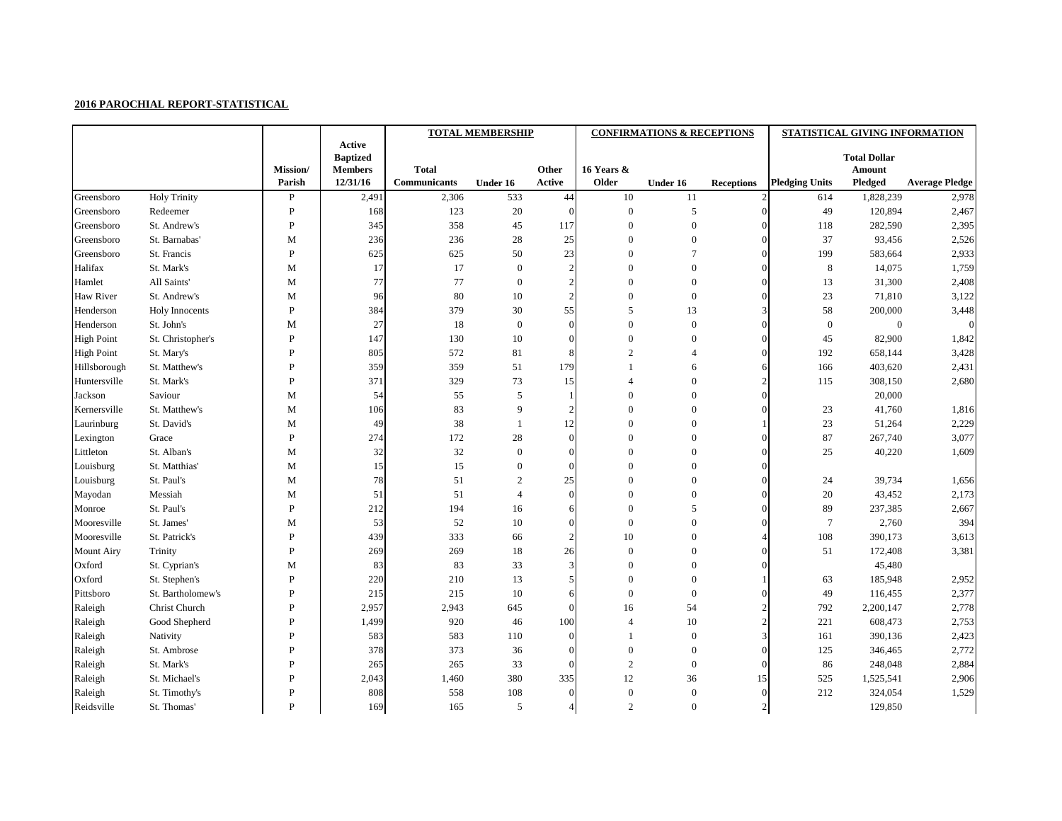**2016 PAROCHIAL REPORT-STATISTICAL**

| | | Mission/ Parish | Active Baptized Members 12/31/16 | TOTAL MEMBERSHIP | | | CONFIRMATIONS & RECEPTIONS | | | STATISTICAL GIVING INFORMATION | | |
|---|---|---|---|---|---|---|---|---|---|---|---|---|
| | | | | Total Communicants | Under 16 | Other Active | 16 Years & Older | Under 16 | Receptions | Pledging Units | Total Dollar Amount Pledged | Average Pledge |
| Greensboro | Holy Trinity | P | 2,491 | 2,306 | 533 | 44 | 10 | 11 | 2 | 614 | 1,828,239 | 2,978 |
| Greensboro | Redeemer | P | 168 | 123 | 20 | 0 | 0 | 5 | 0 | 49 | 120,894 | 2,467 |
| Greensboro | St. Andrew's | P | 345 | 358 | 45 | 117 | 0 | 0 | 0 | 118 | 282,590 | 2,395 |
| Greensboro | St. Barnabas' | M | 236 | 236 | 28 | 25 | 0 | 0 | 0 | 37 | 93,456 | 2,526 |
| Greensboro | St. Francis | P | 625 | 625 | 50 | 23 | 0 | 7 | 0 | 199 | 583,664 | 2,933 |
| Halifax | St. Mark's | M | 17 | 17 | 0 | 2 | 0 | 0 | 0 | 8 | 14,075 | 1,759 |
| Hamlet | All Saints' | M | 77 | 77 | 0 | 2 | 0 | 0 | 0 | 13 | 31,300 | 2,408 |
| Haw River | St. Andrew's | M | 96 | 80 | 10 | 2 | 0 | 0 | 0 | 23 | 71,810 | 3,122 |
| Henderson | Holy Innocents | P | 384 | 379 | 30 | 55 | 5 | 13 | 3 | 58 | 200,000 | 3,448 |
| Henderson | St. John's | M | 27 | 18 | 0 | 0 | 0 | 0 | 0 | 0 | 0 | 0 |
| High Point | St. Christopher's | P | 147 | 130 | 10 | 0 | 0 | 0 | 0 | 45 | 82,900 | 1,842 |
| High Point | St. Mary's | P | 805 | 572 | 81 | 8 | 2 | 4 | 0 | 192 | 658,144 | 3,428 |
| Hillsborough | St. Matthew's | P | 359 | 359 | 51 | 179 | 1 | 6 | 6 | 166 | 403,620 | 2,431 |
| Huntersville | St. Mark's | P | 371 | 329 | 73 | 15 | 4 | 0 | 2 | 115 | 308,150 | 2,680 |
| Jackson | Saviour | M | 54 | 55 | 5 | 1 | 0 | 0 | 0 | | 20,000 | |
| Kernersville | St. Matthew's | M | 106 | 83 | 9 | 2 | 0 | 0 | 0 | 23 | 41,760 | 1,816 |
| Laurinburg | St. David's | M | 49 | 38 | 1 | 12 | 0 | 0 | 1 | 23 | 51,264 | 2,229 |
| Lexington | Grace | P | 274 | 172 | 28 | 0 | 0 | 0 | 0 | 87 | 267,740 | 3,077 |
| Littleton | St. Alban's | M | 32 | 32 | 0 | 0 | 0 | 0 | 0 | 25 | 40,220 | 1,609 |
| Louisburg | St. Matthias' | M | 15 | 15 | 0 | 0 | 0 | 0 | 0 | | | |
| Louisburg | St. Paul's | M | 78 | 51 | 2 | 25 | 0 | 0 | 0 | 24 | 39,734 | 1,656 |
| Mayodan | Messiah | M | 51 | 51 | 4 | 0 | 0 | 0 | 0 | 20 | 43,452 | 2,173 |
| Monroe | St. Paul's | P | 212 | 194 | 16 | 6 | 0 | 5 | 0 | 89 | 237,385 | 2,667 |
| Mooresville | St. James' | M | 53 | 52 | 10 | 0 | 0 | 0 | 0 | 7 | 2,760 | 394 |
| Mooresville | St. Patrick's | P | 439 | 333 | 66 | 2 | 10 | 0 | 4 | 108 | 390,173 | 3,613 |
| Mount Airy | Trinity | P | 269 | 269 | 18 | 26 | 0 | 0 | 0 | 51 | 172,408 | 3,381 |
| Oxford | St. Cyprian's | M | 83 | 83 | 33 | 3 | 0 | 0 | 0 | | 45,480 | |
| Oxford | St. Stephen's | P | 220 | 210 | 13 | 5 | 0 | 0 | 1 | 63 | 185,948 | 2,952 |
| Pittsboro | St. Bartholomew's | P | 215 | 215 | 10 | 6 | 0 | 0 | 0 | 49 | 116,455 | 2,377 |
| Raleigh | Christ Church | P | 2,957 | 2,943 | 645 | 0 | 16 | 54 | 2 | 792 | 2,200,147 | 2,778 |
| Raleigh | Good Shepherd | P | 1,499 | 920 | 46 | 100 | 4 | 10 | 2 | 221 | 608,473 | 2,753 |
| Raleigh | Nativity | P | 583 | 583 | 110 | 0 | 1 | 0 | 3 | 161 | 390,136 | 2,423 |
| Raleigh | St. Ambrose | P | 378 | 373 | 36 | 0 | 0 | 0 | 0 | 125 | 346,465 | 2,772 |
| Raleigh | St. Mark's | P | 265 | 265 | 33 | 0 | 2 | 0 | 0 | 86 | 248,048 | 2,884 |
| Raleigh | St. Michael's | P | 2,043 | 1,460 | 380 | 335 | 12 | 36 | 15 | 525 | 1,525,541 | 2,906 |
| Raleigh | St. Timothy's | P | 808 | 558 | 108 | 0 | 0 | 0 | 0 | 212 | 324,054 | 1,529 |
| Reidsville | St. Thomas' | P | 169 | 165 | 5 | 4 | 2 | 0 | 2 | | 129,850 | |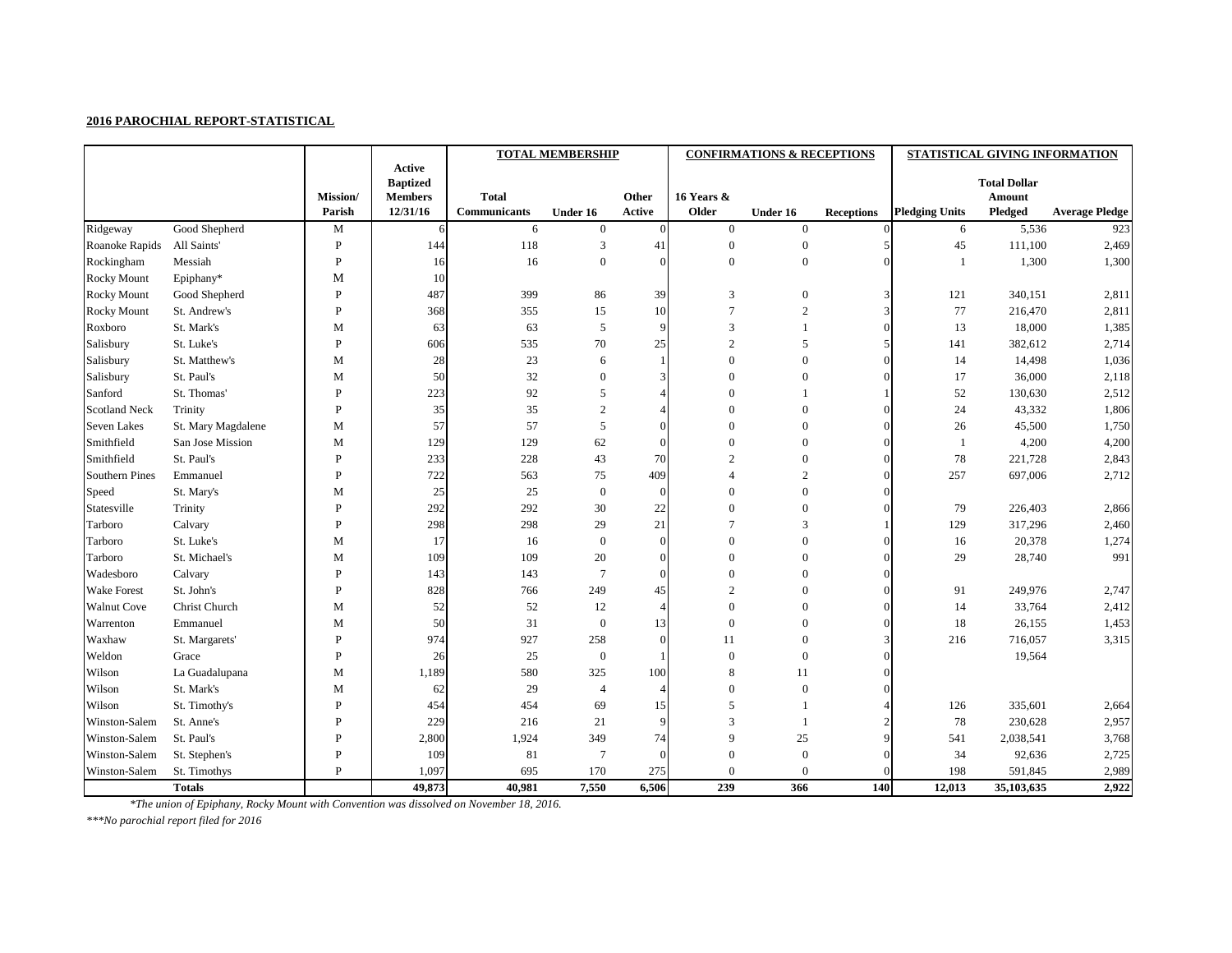**2016 PAROCHIAL REPORT-STATISTICAL**

| | | Mission/ Parish | Active Baptized Members 12/31/16 | TOTAL MEMBERSHIP | | | CONFIRMATIONS & RECEPTIONS | | | STATISTICAL GIVING INFORMATION | | |
|---|---|---|---|---|---|---|---|---|---|---|---|---|
| | | | | Total Communicants | Under 16 | Other Active | 16 Years & Older | Under 16 | Receptions | Pledging Units | Total Dollar Amount Pledged | Average Pledge |
| Ridgeway | Good Shepherd | M | 6 | 6 | 0 | 0 | 0 | 0 | 0 | 6 | 5,536 | 923 |
| Roanoke Rapids | All Saints' | P | 144 | 118 | 3 | 41 | 0 | 0 | 5 | 45 | 111,100 | 2,469 |
| Rockingham | Messiah | P | 16 | 16 | 0 | 0 | 0 | 0 | 0 | 1 | 1,300 | 1,300 |
| Rocky Mount | Epiphany* | M | 10 | | | | | | | | | |
| Rocky Mount | Good Shepherd | P | 487 | 399 | 86 | 39 | 3 | 0 | 3 | 121 | 340,151 | 2,811 |
| Rocky Mount | St. Andrew's | P | 368 | 355 | 15 | 10 | 7 | 2 | 3 | 77 | 216,470 | 2,811 |
| Roxboro | St. Mark's | M | 63 | 63 | 5 | 9 | 3 | 1 | 0 | 13 | 18,000 | 1,385 |
| Salisbury | St. Luke's | P | 606 | 535 | 70 | 25 | 2 | 5 | 5 | 141 | 382,612 | 2,714 |
| Salisbury | St. Matthew's | M | 28 | 23 | 6 | 1 | 0 | 0 | 0 | 14 | 14,498 | 1,036 |
| Salisbury | St. Paul's | M | 50 | 32 | 0 | 3 | 0 | 0 | 0 | 17 | 36,000 | 2,118 |
| Sanford | St. Thomas' | P | 223 | 92 | 5 | 4 | 0 | 1 | 1 | 52 | 130,630 | 2,512 |
| Scotland Neck | Trinity | P | 35 | 35 | 2 | 4 | 0 | 0 | 0 | 24 | 43,332 | 1,806 |
| Seven Lakes | St. Mary Magdalene | M | 57 | 57 | 5 | 0 | 0 | 0 | 0 | 26 | 45,500 | 1,750 |
| Smithfield | San Jose Mission | M | 129 | 129 | 62 | 0 | 0 | 0 | 0 | 1 | 4,200 | 4,200 |
| Smithfield | St. Paul's | P | 233 | 228 | 43 | 70 | 2 | 0 | 0 | 78 | 221,728 | 2,843 |
| Southern Pines | Emmanuel | P | 722 | 563 | 75 | 409 | 4 | 2 | 0 | 257 | 697,006 | 2,712 |
| Speed | St. Mary's | M | 25 | 25 | 0 | 0 | 0 | 0 | 0 | | | |
| Statesville | Trinity | P | 292 | 292 | 30 | 22 | 0 | 0 | 0 | 79 | 226,403 | 2,866 |
| Tarboro | Calvary | P | 298 | 298 | 29 | 21 | 7 | 3 | 1 | 129 | 317,296 | 2,460 |
| Tarboro | St. Luke's | M | 17 | 16 | 0 | 0 | 0 | 0 | 0 | 16 | 20,378 | 1,274 |
| Tarboro | St. Michael's | M | 109 | 109 | 20 | 0 | 0 | 0 | 0 | 29 | 28,740 | 991 |
| Wadesboro | Calvary | P | 143 | 143 | 7 | 0 | 0 | 0 | 0 | | | |
| Wake Forest | St. John's | P | 828 | 766 | 249 | 45 | 2 | 0 | 0 | 91 | 249,976 | 2,747 |
| Walnut Cove | Christ Church | M | 52 | 52 | 12 | 4 | 0 | 0 | 0 | 14 | 33,764 | 2,412 |
| Warrenton | Emmanuel | M | 50 | 31 | 0 | 13 | 0 | 0 | 0 | 18 | 26,155 | 1,453 |
| Waxhaw | St. Margarets' | P | 974 | 927 | 258 | 0 | 11 | 0 | 3 | 216 | 716,057 | 3,315 |
| Weldon | Grace | P | 26 | 25 | 0 | 1 | 0 | 0 | 0 | | 19,564 | |
| Wilson | La Guadalupana | M | 1,189 | 580 | 325 | 100 | 8 | 11 | 0 | | | |
| Wilson | St. Mark's | M | 62 | 29 | 4 | 4 | 0 | 0 | 0 | | | |
| Wilson | St. Timothy's | P | 454 | 454 | 69 | 15 | 5 | 1 | 4 | 126 | 335,601 | 2,664 |
| Winston-Salem | St. Anne's | P | 229 | 216 | 21 | 9 | 3 | 1 | 2 | 78 | 230,628 | 2,957 |
| Winston-Salem | St. Paul's | P | 2,800 | 1,924 | 349 | 74 | 9 | 25 | 9 | 541 | 2,038,541 | 3,768 |
| Winston-Salem | St. Stephen's | P | 109 | 81 | 7 | 0 | 0 | 0 | 0 | 34 | 92,636 | 2,725 |
| Winston-Salem | St. Timothys | P | 1,097 | 695 | 170 | 275 | 0 | 0 | 0 | 198 | 591,845 | 2,989 |
| | **Totals** | | **49,873** | **40,981** | **7,550** | **6,506** | **239** | **366** | **140** | **12,013** | **35,103,635** | **2,922** |

*\*The union of Epiphany, Rocky Mount with Convention was dissolved on November 18, 2016.*

*\*\*\*No parochial report filed for 2016*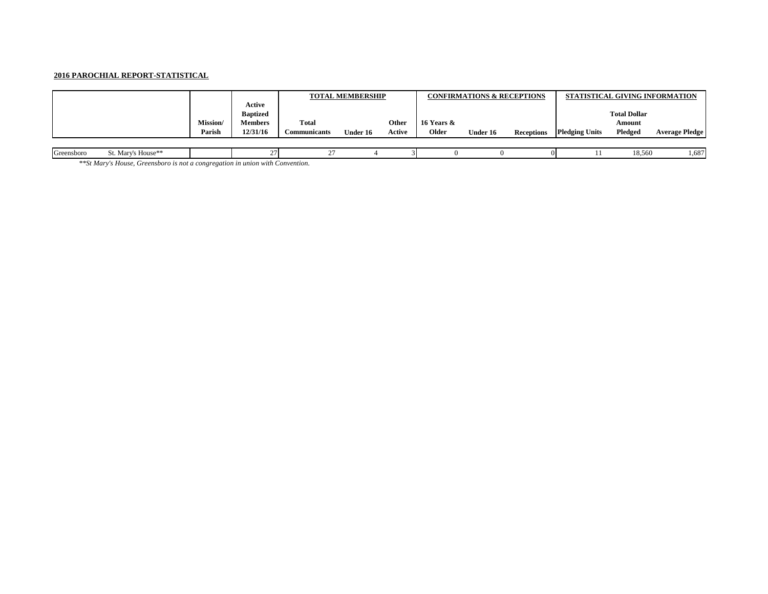**2016 PAROCHIAL REPORT-STATISTICAL**

| | | | | TOTAL MEMBERSHIP | | | CONFIRMATIONS & RECEPTIONS | | | STATISTICAL GIVING INFORMATION | | |
|---|---|---|---|---|---|---|---|---|---|---|---|---|
| | | Mission/ Parish | Active Baptized Members 12/31/16 | Total Communicants | Under 16 | Other Active | 16 Years & Older | Under 16 | Receptions | Pledging Units | Total Dollar Amount Pledged | Average Pledge |
| Greensboro | St. Mary's House** | | 27 | 27 | 4 | 3 | 0 | 0 | 0 | 11 | 18,560 | 1,687 |

*\*\*St Mary's House, Greensboro is not a congregation in union with Convention.*